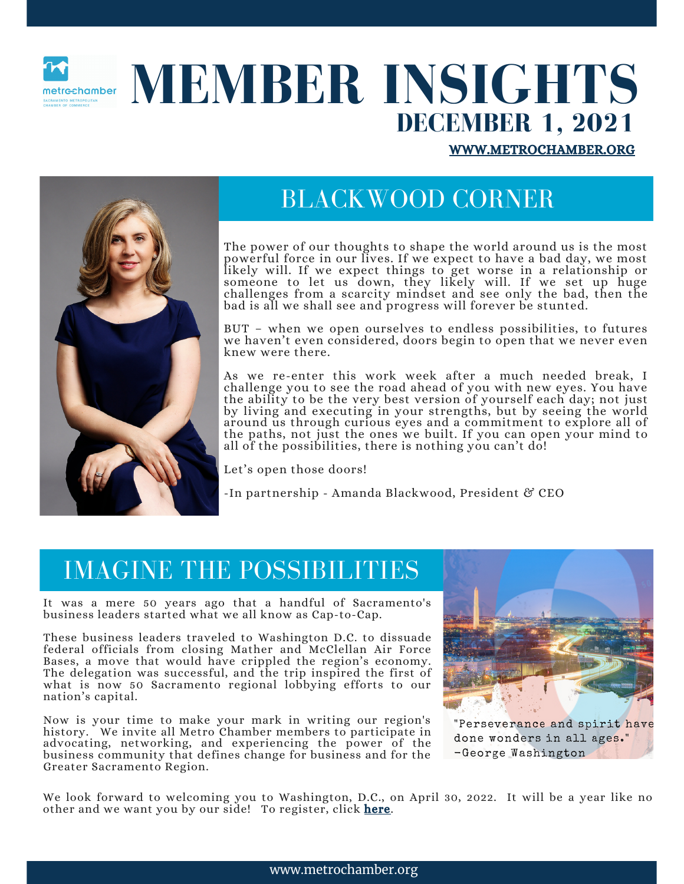# MEMBER INSIGHTS

## DECEMBER 1, 2021

**WWW.METROCHAMBER.ORG**

## BLACKWOOD CORNER

The power of our thoughts to shape the world around us is the most powerful force in our lives. If we expect to have a bad day, we most likely will. If we expect things to get worse in a relationship or someone to let us down, they likely will. If we set up huge challenges from a scarcity mindset and see only the bad, then the bad is all we shall see and progress will forever be stunted.

BUT – when we open ourselves to endless possibilities, to futures we haven't even considered, doors begin to open that we never even knew were there.

As we re-enter this work week after a much needed break, I challenge you to see the road ahead of you with new eyes. You have the ability to be the very best version of yourself each day; not just by living and executing in your strengths, but by seeing the world around us through curious eyes and a commitment to explore all of the paths, not just the ones we built. If you can open your mind to all of the possibilities, there is nothing you can't do!

Let's open those doors!

-In partnership - Amanda Blackwood, President & CEO

## IMAGINE THE POSSIBILITIES

It was a mere 50 years ago that a handful of Sacramento's business leaders started what we all know as Cap-to-Cap.

These business leaders traveled to Washington D.C. to dissuade federal officials from closing Mather and McClellan Air Force Bases, a move that would have crippled the region's economy. The delegation was successful, and the trip inspired the first of what is now 50 Sacramento regional lobbying efforts to our nation's capital.

Now is your time to make your mark in writing our region's history. We invite all Metro Chamber members to participate in advocating, networking, and experiencing the power of the business community that defines change for business and for the Greater Sacramento Region.

"Perseverance and spirit have done wonders in all ages." -George Washington

We look forward to welcoming you to Washington, D.C., on April 30, 2022. It will be a year like no other and we want you by our side! To register, click **here**.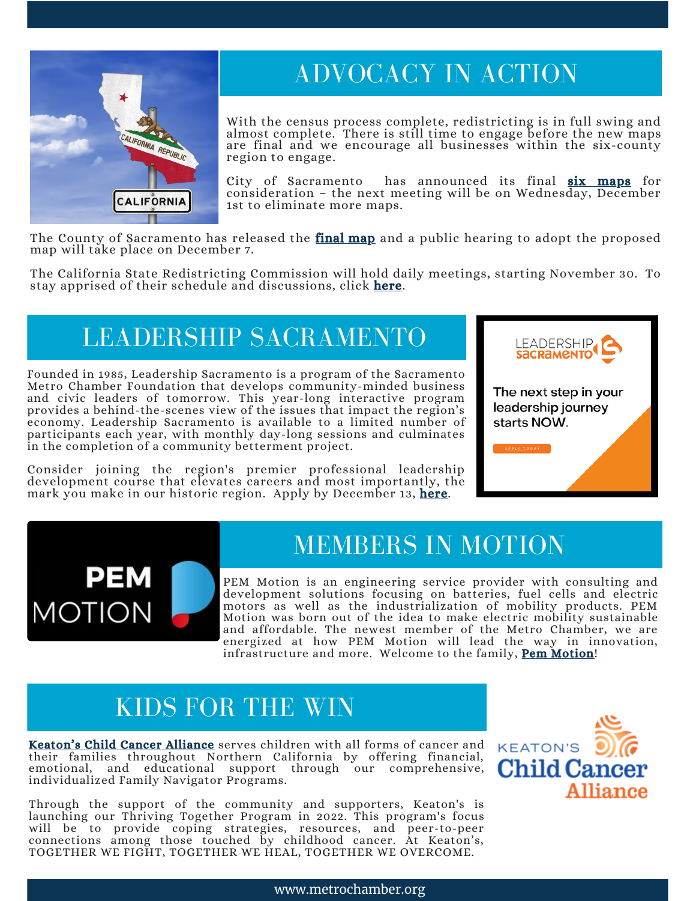## ADVOCACY IN ACTION

With the census process complete, redistricting is in full swing and almost complete. There is still time to engage before the new maps are final and we encourage all businesses within the six-county region to engage.

City of Sacramento has announced its final **six maps** for consideration – the next meeting will be on Wednesday, December 1st to eliminate more maps.

The County of Sacramento has released the **final map** and a public hearing to adopt the proposed map will take place on December 7.

The California State Redistricting Commission will hold daily meetings, starting November 30. To stay apprised of their schedule and discussions, click **here**.

## LEADERSHIP SACRAMENTO

Founded in 1985, Leadership Sacramento is a program of the Sacramento Metro Chamber Foundation that develops community-minded business and civic leaders of tomorrow. This year-long interactive program provides a behind-the-scenes view of the issues that impact the region's economy. Leadership Sacramento is available to a limited number of participants each year, with monthly day-long sessions and culminates in the completion of a community betterment project.

Consider joining the region's premier professional leadership development course that elevates careers and most importantly, the mark you make in our historic region. Apply by December 13, **here**.

LEADERSHIP SACRAMENTO

The next step in your leadership journey starts NOW.

APPLY TODAY

## MEMBERS IN MOTION

PEM MOTION

PEM Motion is an engineering service provider with consulting and development solutions focusing on batteries, fuel cells and electric motors as well as the industrialization of mobility products. PEM Motion was born out of the idea to make electric mobility sustainable and affordable. The newest member of the Metro Chamber, we are energized at how PEM Motion will lead the way in innovation, infrastructure and more. Welcome to the family, **Pem Motion**!

## KIDS FOR THE WIN

**Keaton's Child Cancer Alliance** serves children with all forms of cancer and their families throughout Northern California by offering financial, emotional, and educational support through our comprehensive, individualized Family Navigator Programs.

Through the support of the community and supporters, Keaton's is launching our Thriving Together Program in 2022. This program's focus will be to provide coping strategies, resources, and peer-to-peer connections among those touched by childhood cancer. At Keaton's, TOGETHER WE FIGHT, TOGETHER WE HEAL, TOGETHER WE OVERCOME.

KEATON'S Child Cancer Alliance

www.metrochamber.org